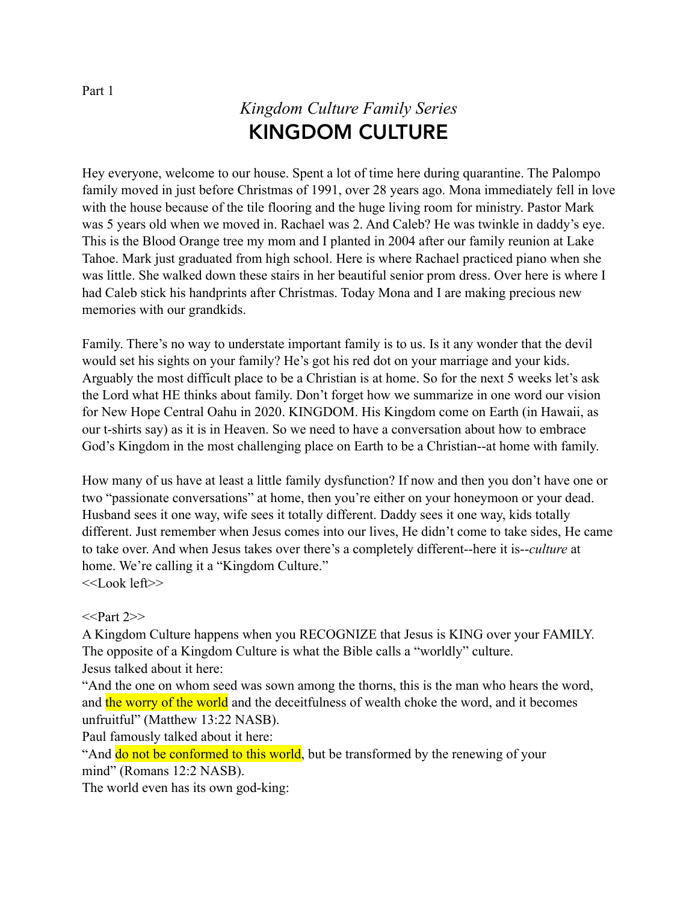Part 1

*Kingdom Culture Family Series*

# KINGDOM CULTURE

Hey everyone, welcome to our house. Spent a lot of time here during quarantine. The Palompo family moved in just before Christmas of 1991, over 28 years ago. Mona immediately fell in love with the house because of the tile flooring and the huge living room for ministry. Pastor Mark was 5 years old when we moved in. Rachael was 2. And Caleb? He was twinkle in daddy's eye. This is the Blood Orange tree my mom and I planted in 2004 after our family reunion at Lake Tahoe. Mark just graduated from high school. Here is where Rachael practiced piano when she was little. She walked down these stairs in her beautiful senior prom dress. Over here is where I had Caleb stick his handprints after Christmas. Today Mona and I are making precious new memories with our grandkids.

Family. There's no way to understate important family is to us. Is it any wonder that the devil would set his sights on your family? He's got his red dot on your marriage and your kids. Arguably the most difficult place to be a Christian is at home. So for the next 5 weeks let's ask the Lord what HE thinks about family. Don't forget how we summarize in one word our vision for New Hope Central Oahu in 2020. KINGDOM. His Kingdom come on Earth (in Hawaii, as our t-shirts say) as it is in Heaven. So we need to have a conversation about how to embrace God's Kingdom in the most challenging place on Earth to be a Christian--at home with family.

How many of us have at least a little family dysfunction? If now and then you don't have one or two "passionate conversations" at home, then you're either on your honeymoon or your dead. Husband sees it one way, wife sees it totally different. Daddy sees it one way, kids totally different. Just remember when Jesus comes into our lives, He didn't come to take sides, He came to take over. And when Jesus takes over there's a completely different--here it is--*culture* at home. We're calling it a "Kingdom Culture."
<<Look left>>

<<Part 2>>
A Kingdom Culture happens when you RECOGNIZE that Jesus is KING over your FAMILY.
The opposite of a Kingdom Culture is what the Bible calls a "worldly" culture.
Jesus talked about it here:
"And the one on whom seed was sown among the thorns, this is the man who hears the word, and the worry of the world and the deceitfulness of wealth choke the word, and it becomes unfruitful" (Matthew 13:22 NASB).
Paul famously talked about it here:
"And do not be conformed to this world, but be transformed by the renewing of your mind" (Romans 12:2 NASB).
The world even has its own god-king: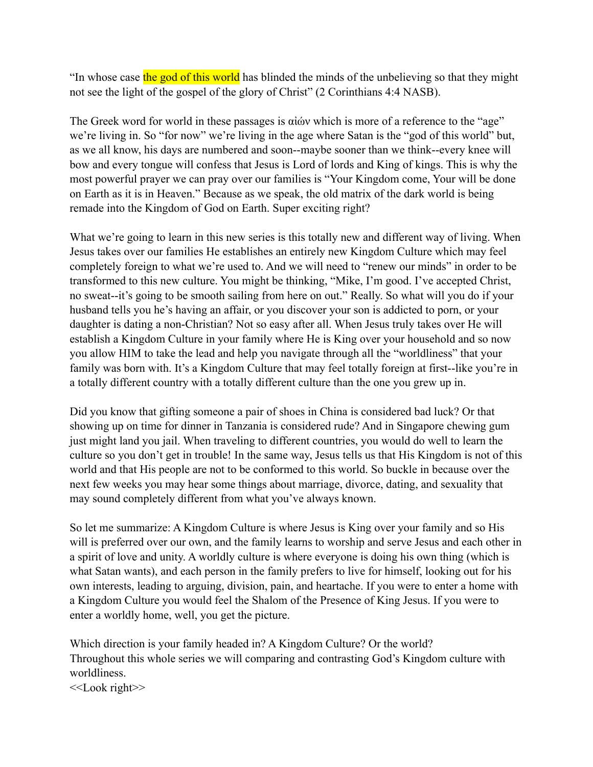"In whose case the god of this world has blinded the minds of the unbelieving so that they might not see the light of the gospel of the glory of Christ" (2 Corinthians 4:4 NASB).

The Greek word for world in these passages is αἰών which is more of a reference to the "age" we're living in. So "for now" we're living in the age where Satan is the "god of this world" but, as we all know, his days are numbered and soon--maybe sooner than we think--every knee will bow and every tongue will confess that Jesus is Lord of lords and King of kings. This is why the most powerful prayer we can pray over our families is "Your Kingdom come, Your will be done on Earth as it is in Heaven." Because as we speak, the old matrix of the dark world is being remade into the Kingdom of God on Earth. Super exciting right?

What we're going to learn in this new series is this totally new and different way of living. When Jesus takes over our families He establishes an entirely new Kingdom Culture which may feel completely foreign to what we're used to. And we will need to "renew our minds" in order to be transformed to this new culture. You might be thinking, "Mike, I'm good. I've accepted Christ, no sweat--it's going to be smooth sailing from here on out." Really. So what will you do if your husband tells you he's having an affair, or you discover your son is addicted to porn, or your daughter is dating a non-Christian? Not so easy after all. When Jesus truly takes over He will establish a Kingdom Culture in your family where He is King over your household and so now you allow HIM to take the lead and help you navigate through all the "worldliness" that your family was born with. It's a Kingdom Culture that may feel totally foreign at first--like you're in a totally different country with a totally different culture than the one you grew up in.

Did you know that gifting someone a pair of shoes in China is considered bad luck? Or that showing up on time for dinner in Tanzania is considered rude? And in Singapore chewing gum just might land you jail. When traveling to different countries, you would do well to learn the culture so you don't get in trouble! In the same way, Jesus tells us that His Kingdom is not of this world and that His people are not to be conformed to this world. So buckle in because over the next few weeks you may hear some things about marriage, divorce, dating, and sexuality that may sound completely different from what you've always known.

So let me summarize: A Kingdom Culture is where Jesus is King over your family and so His will is preferred over our own, and the family learns to worship and serve Jesus and each other in a spirit of love and unity. A worldly culture is where everyone is doing his own thing (which is what Satan wants), and each person in the family prefers to live for himself, looking out for his own interests, leading to arguing, division, pain, and heartache. If you were to enter a home with a Kingdom Culture you would feel the Shalom of the Presence of King Jesus. If you were to enter a worldly home, well, you get the picture.

Which direction is your family headed in? A Kingdom Culture? Or the world?
Throughout this whole series we will comparing and contrasting God's Kingdom culture with worldliness.
<<Look right>>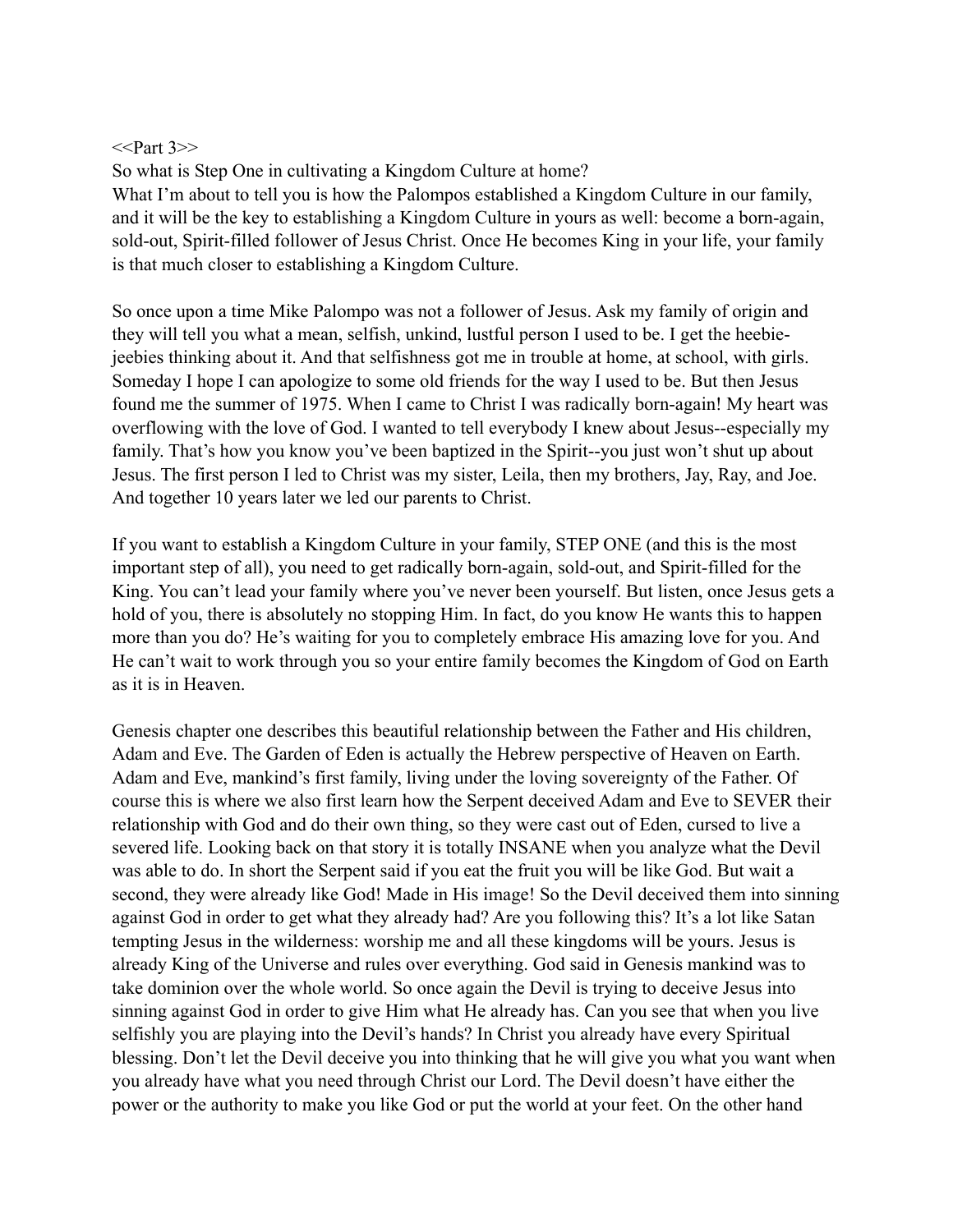<<Part 3>>

So what is Step One in cultivating a Kingdom Culture at home?

What I'm about to tell you is how the Palompos established a Kingdom Culture in our family, and it will be the key to establishing a Kingdom Culture in yours as well: become a born-again, sold-out, Spirit-filled follower of Jesus Christ. Once He becomes King in your life, your family is that much closer to establishing a Kingdom Culture.

So once upon a time Mike Palompo was not a follower of Jesus. Ask my family of origin and they will tell you what a mean, selfish, unkind, lustful person I used to be. I get the heebie-jeebies thinking about it. And that selfishness got me in trouble at home, at school, with girls. Someday I hope I can apologize to some old friends for the way I used to be. But then Jesus found me the summer of 1975. When I came to Christ I was radically born-again! My heart was overflowing with the love of God. I wanted to tell everybody I knew about Jesus--especially my family. That's how you know you've been baptized in the Spirit--you just won't shut up about Jesus. The first person I led to Christ was my sister, Leila, then my brothers, Jay, Ray, and Joe. And together 10 years later we led our parents to Christ.

If you want to establish a Kingdom Culture in your family, STEP ONE (and this is the most important step of all), you need to get radically born-again, sold-out, and Spirit-filled for the King. You can't lead your family where you've never been yourself. But listen, once Jesus gets a hold of you, there is absolutely no stopping Him. In fact, do you know He wants this to happen more than you do? He's waiting for you to completely embrace His amazing love for you. And He can't wait to work through you so your entire family becomes the Kingdom of God on Earth as it is in Heaven.

Genesis chapter one describes this beautiful relationship between the Father and His children, Adam and Eve. The Garden of Eden is actually the Hebrew perspective of Heaven on Earth. Adam and Eve, mankind's first family, living under the loving sovereignty of the Father. Of course this is where we also first learn how the Serpent deceived Adam and Eve to SEVER their relationship with God and do their own thing, so they were cast out of Eden, cursed to live a severed life. Looking back on that story it is totally INSANE when you analyze what the Devil was able to do. In short the Serpent said if you eat the fruit you will be like God. But wait a second, they were already like God! Made in His image! So the Devil deceived them into sinning against God in order to get what they already had? Are you following this? It's a lot like Satan tempting Jesus in the wilderness: worship me and all these kingdoms will be yours. Jesus is already King of the Universe and rules over everything. God said in Genesis mankind was to take dominion over the whole world. So once again the Devil is trying to deceive Jesus into sinning against God in order to give Him what He already has. Can you see that when you live selfishly you are playing into the Devil's hands? In Christ you already have every Spiritual blessing. Don't let the Devil deceive you into thinking that he will give you what you want when you already have what you need through Christ our Lord. The Devil doesn't have either the power or the authority to make you like God or put the world at your feet. On the other hand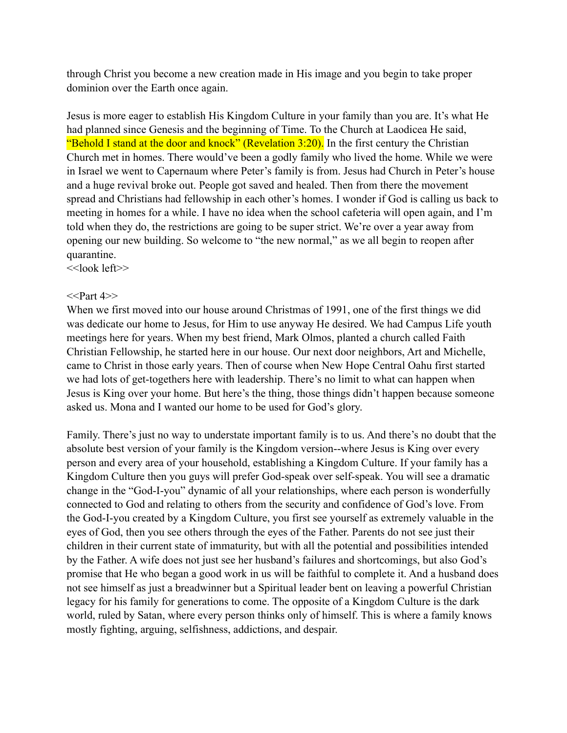through Christ you become a new creation made in His image and you begin to take proper dominion over the Earth once again.

Jesus is more eager to establish His Kingdom Culture in your family than you are. It's what He had planned since Genesis and the beginning of Time. To the Church at Laodicea He said, "Behold I stand at the door and knock" (Revelation 3:20). In the first century the Christian Church met in homes. There would've been a godly family who lived the home. While we were in Israel we went to Capernaum where Peter's family is from. Jesus had Church in Peter's house and a huge revival broke out. People got saved and healed. Then from there the movement spread and Christians had fellowship in each other's homes. I wonder if God is calling us back to meeting in homes for a while. I have no idea when the school cafeteria will open again, and I'm told when they do, the restrictions are going to be super strict. We're over a year away from opening our new building. So welcome to "the new normal," as we all begin to reopen after quarantine.
<<look left>>

<<Part 4>>
When we first moved into our house around Christmas of 1991, one of the first things we did was dedicate our home to Jesus, for Him to use anyway He desired. We had Campus Life youth meetings here for years. When my best friend, Mark Olmos, planted a church called Faith Christian Fellowship, he started here in our house. Our next door neighbors, Art and Michelle, came to Christ in those early years. Then of course when New Hope Central Oahu first started we had lots of get-togethers here with leadership. There's no limit to what can happen when Jesus is King over your home. But here's the thing, those things didn't happen because someone asked us. Mona and I wanted our home to be used for God's glory.

Family. There's just no way to understate important family is to us. And there's no doubt that the absolute best version of your family is the Kingdom version--where Jesus is King over every person and every area of your household, establishing a Kingdom Culture. If your family has a Kingdom Culture then you guys will prefer God-speak over self-speak. You will see a dramatic change in the "God-I-you" dynamic of all your relationships, where each person is wonderfully connected to God and relating to others from the security and confidence of God's love. From the God-I-you created by a Kingdom Culture, you first see yourself as extremely valuable in the eyes of God, then you see others through the eyes of the Father. Parents do not see just their children in their current state of immaturity, but with all the potential and possibilities intended by the Father. A wife does not just see her husband's failures and shortcomings, but also God's promise that He who began a good work in us will be faithful to complete it. And a husband does not see himself as just a breadwinner but a Spiritual leader bent on leaving a powerful Christian legacy for his family for generations to come. The opposite of a Kingdom Culture is the dark world, ruled by Satan, where every person thinks only of himself. This is where a family knows mostly fighting, arguing, selfishness, addictions, and despair.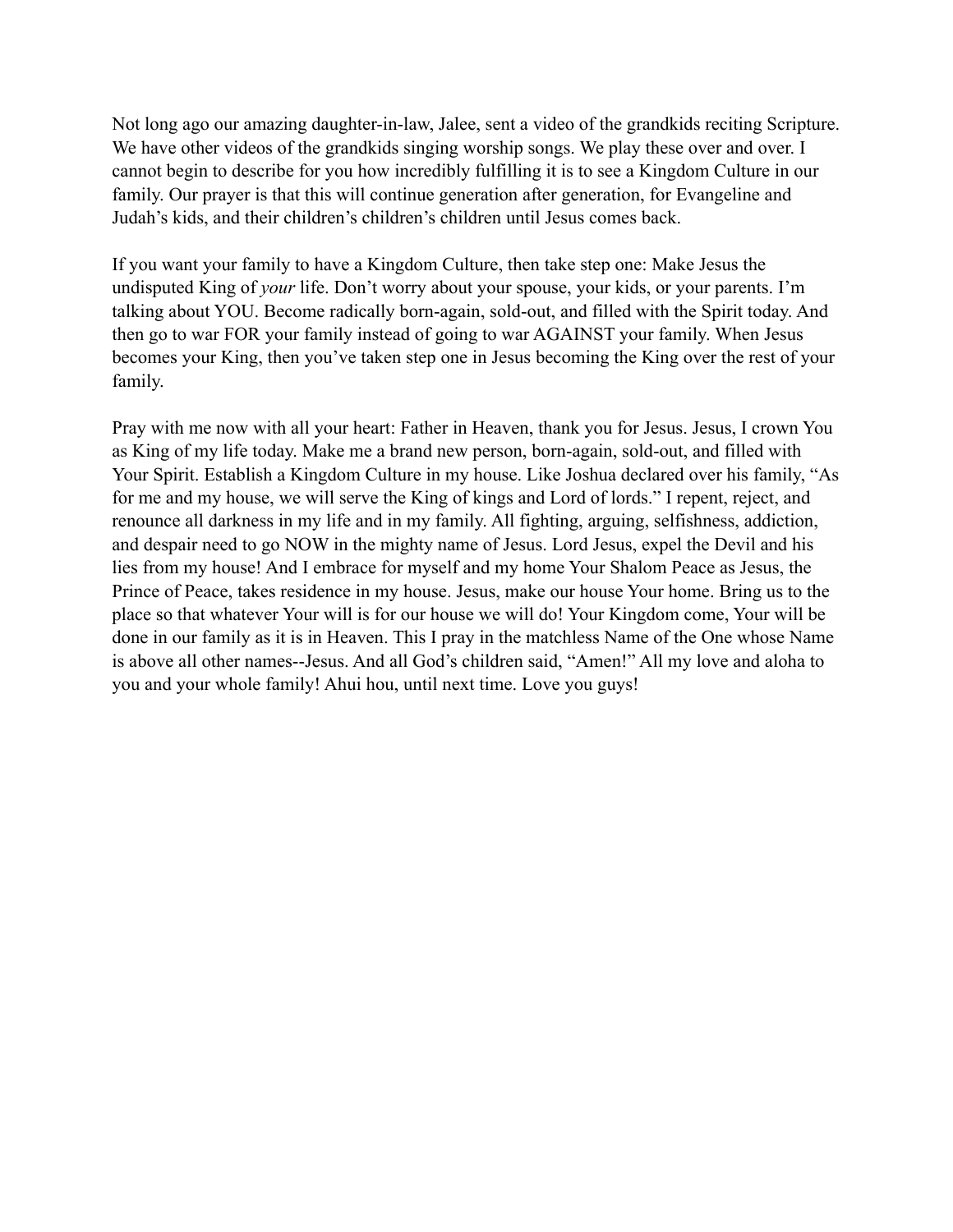Not long ago our amazing daughter-in-law, Jalee, sent a video of the grandkids reciting Scripture. We have other videos of the grandkids singing worship songs. We play these over and over. I cannot begin to describe for you how incredibly fulfilling it is to see a Kingdom Culture in our family. Our prayer is that this will continue generation after generation, for Evangeline and Judah's kids, and their children's children's children until Jesus comes back.

If you want your family to have a Kingdom Culture, then take step one: Make Jesus the undisputed King of *your* life. Don't worry about your spouse, your kids, or your parents. I'm talking about YOU. Become radically born-again, sold-out, and filled with the Spirit today. And then go to war FOR your family instead of going to war AGAINST your family. When Jesus becomes your King, then you've taken step one in Jesus becoming the King over the rest of your family.

Pray with me now with all your heart: Father in Heaven, thank you for Jesus. Jesus, I crown You as King of my life today. Make me a brand new person, born-again, sold-out, and filled with Your Spirit. Establish a Kingdom Culture in my house. Like Joshua declared over his family, "As for me and my house, we will serve the King of kings and Lord of lords." I repent, reject, and renounce all darkness in my life and in my family. All fighting, arguing, selfishness, addiction, and despair need to go NOW in the mighty name of Jesus. Lord Jesus, expel the Devil and his lies from my house! And I embrace for myself and my home Your Shalom Peace as Jesus, the Prince of Peace, takes residence in my house. Jesus, make our house Your home. Bring us to the place so that whatever Your will is for our house we will do! Your Kingdom come, Your will be done in our family as it is in Heaven. This I pray in the matchless Name of the One whose Name is above all other names--Jesus. And all God's children said, "Amen!" All my love and aloha to you and your whole family! Ahui hou, until next time. Love you guys!